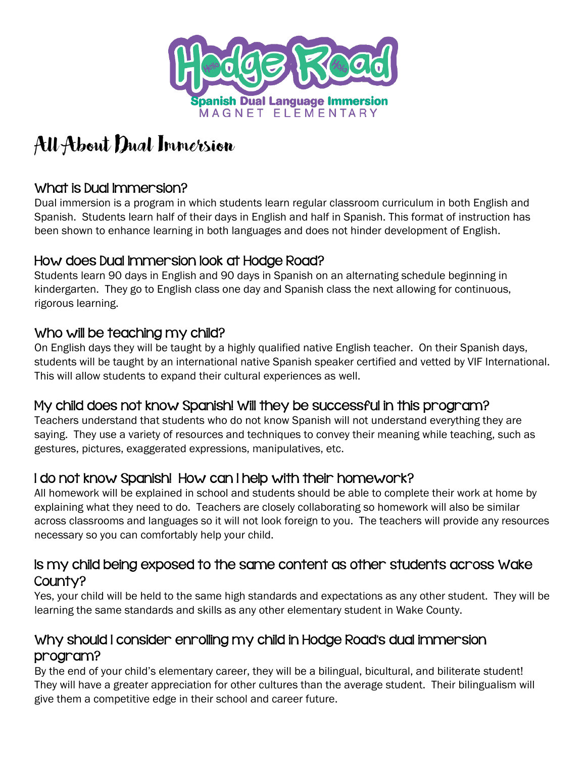Hodge Road

Spanish Dual Language Immersion

MAGNET ELEMENTARY

# All About Dual Immersion

## What is Dual Immersion?

Dual immersion is a program in which students learn regular classroom curriculum in both English and Spanish. Students learn half of their days in English and half in Spanish. This format of instruction has been shown to enhance learning in both languages and does not hinder development of English.

## How does Dual Immersion look at Hodge Road?

Students learn 90 days in English and 90 days in Spanish on an alternating schedule beginning in kindergarten. They go to English class one day and Spanish class the next allowing for continuous, rigorous learning.

## Who will be teaching my child?

On English days they will be taught by a highly qualified native English teacher. On their Spanish days, students will be taught by an international native Spanish speaker certified and vetted by VIF International. This will allow students to expand their cultural experiences as well.

## My child does not know Spanish! Will they be successful in this program?

Teachers understand that students who do not know Spanish will not understand everything they are saying. They use a variety of resources and techniques to convey their meaning while teaching, such as gestures, pictures, exaggerated expressions, manipulatives, etc.

## I do not know Spanish! How can I help with their homework?

All homework will be explained in school and students should be able to complete their work at home by explaining what they need to do. Teachers are closely collaborating so homework will also be similar across classrooms and languages so it will not look foreign to you. The teachers will provide any resources necessary so you can comfortably help your child.

## Is my child being exposed to the same content as other students across Wake County?

Yes, your child will be held to the same high standards and expectations as any other student. They will be learning the same standards and skills as any other elementary student in Wake County.

## Why should I consider enrolling my child in Hodge Road's dual immersion program?

By the end of your child's elementary career, they will be a bilingual, bicultural, and biliterate student! They will have a greater appreciation for other cultures than the average student. Their bilingualism will give them a competitive edge in their school and career future.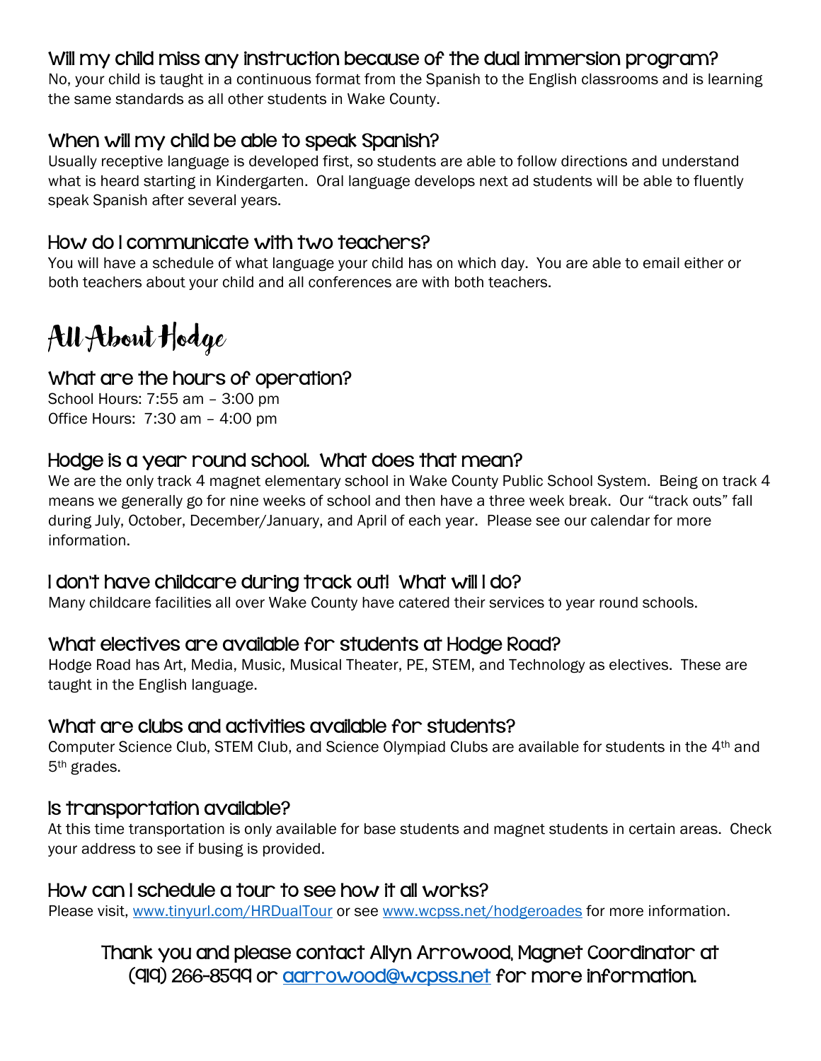### Will my child miss any instruction because of the dual immersion program?

No, your child is taught in a continuous format from the Spanish to the English classrooms and is learning the same standards as all other students in Wake County.

### When will my child be able to speak Spanish?

Usually receptive language is developed first, so students are able to follow directions and understand what is heard starting in Kindergarten. Oral language develops next ad students will be able to fluently speak Spanish after several years.

### How do I communicate with two teachers?

You will have a schedule of what language your child has on which day. You are able to email either or both teachers about your child and all conferences are with both teachers.

## All About Hodge

### What are the hours of operation?

School Hours: 7:55 am – 3:00 pm
Office Hours: 7:30 am – 4:00 pm

### Hodge is a year round school. What does that mean?

We are the only track 4 magnet elementary school in Wake County Public School System. Being on track 4 means we generally go for nine weeks of school and then have a three week break. Our "track outs" fall during July, October, December/January, and April of each year. Please see our calendar for more information.

### I don't have childcare during track out! What will I do?

Many childcare facilities all over Wake County have catered their services to year round schools.

### What electives are available for students at Hodge Road?

Hodge Road has Art, Media, Music, Musical Theater, PE, STEM, and Technology as electives. These are taught in the English language.

### What are clubs and activities available for students?

Computer Science Club, STEM Club, and Science Olympiad Clubs are available for students in the 4th and 5th grades.

### Is transportation available?

At this time transportation is only available for base students and magnet students in certain areas. Check your address to see if busing is provided.

### How can I schedule a tour to see how it all works?

Please visit, [www.tinyurl.com/HRDualTour](http://www.tinyurl.com/HRDualTour) or see [www.wcpss.net/hodgeroades](http://www.wcpss.net/hodgeroades) for more information.

**Thank you and please contact Allyn Arrowood, Magnet Coordinator at (919) 266-8599 or [aarrowood@wcpss.net](mailto:aarrowood@wcpss.net) for more information.**